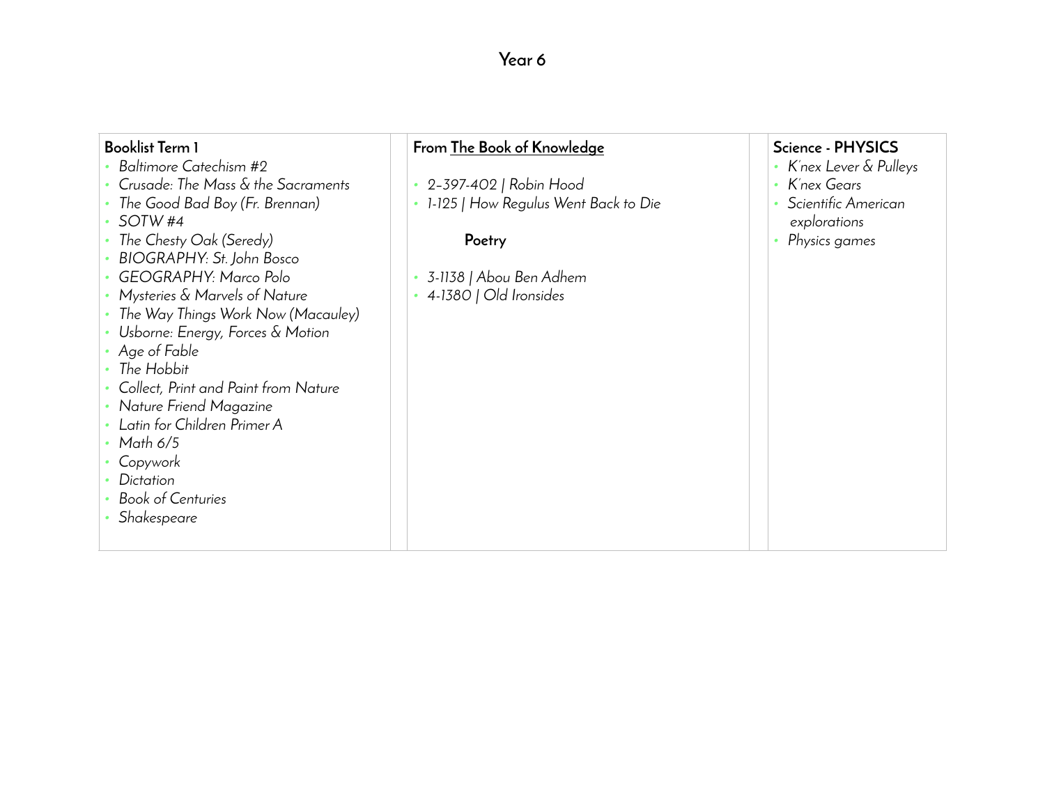# Year 6

**Booklist Term 1**

- *Baltimore Catechism #2*
- *Crusade: The Mass & the Sacraments*
- *The Good Bad Boy (Fr. Brennan)*
- *SOTW #4*
- *The Chesty Oak (Seredy)*
- *BIOGRAPHY: St. John Bosco*
- *GEOGRAPHY: Marco Polo*
- *Mysteries & Marvels of Nature*
- *The Way Things Work Now (Macauley)*
- *Usborne: Energy, Forces & Motion*
- *Age of Fable*
- *The Hobbit*
- *Collect, Print and Paint from Nature*
- *Nature Friend Magazine*
- *Latin for Children Primer A*
- *Math 6/5*
- *Copywork*
- *Dictation*
- *Book of Centuries*
- *Shakespeare*

**From The Book of Knowledge**

- *2–397-402 | Robin Hood*
- *1-125 | How Regulus Went Back to Die*

**Poetry**

- *3-1138 | Abou Ben Adhem*
- *4-1380 | Old Ironsides*

**Science - PHYSICS**

- *K'nex Lever & Pulleys*
- *K'nex Gears*
- *Scientific American explorations*
- *Physics games*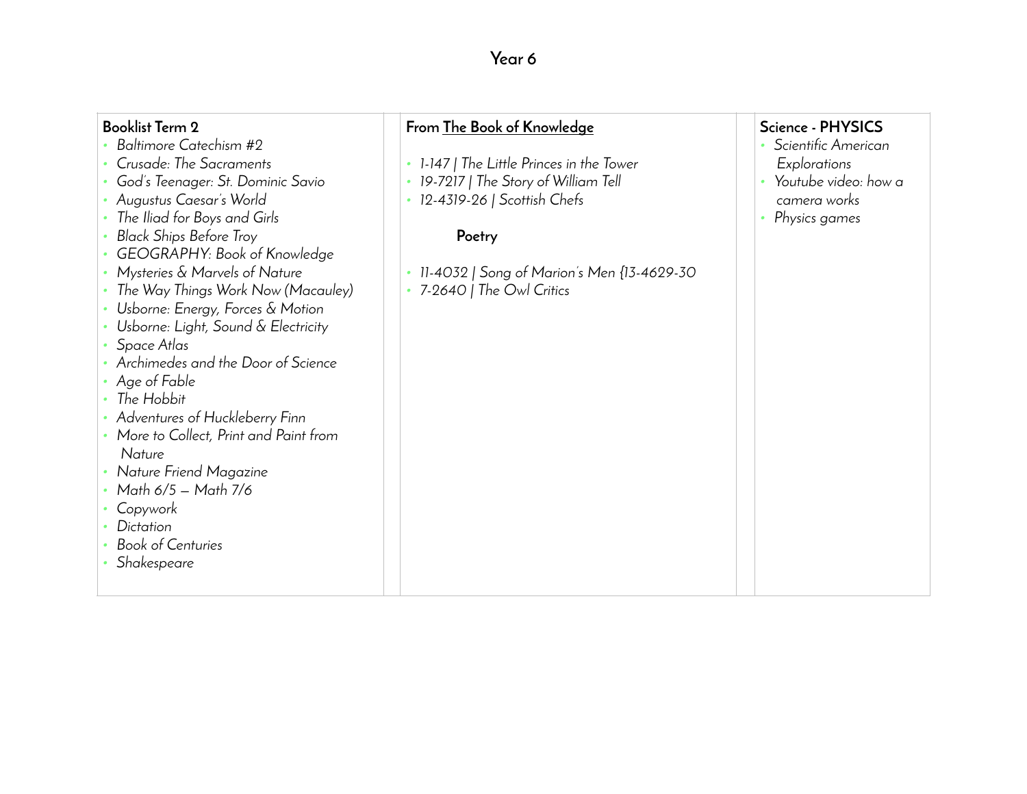# Year 6

**Booklist Term 2**

- *Baltimore Catechism #2*
- *Crusade: The Sacraments*
- *God's Teenager: St. Dominic Savio*
- *Augustus Caesar's World*
- *The Iliad for Boys and Girls*
- *Black Ships Before Troy*
- *GEOGRAPHY: Book of Knowledge*
- *Mysteries & Marvels of Nature*
- *The Way Things Work Now (Macauley)*
- *Usborne: Energy, Forces & Motion*
- *Usborne: Light, Sound & Electricity*
- *Space Atlas*
- *Archimedes and the Door of Science*
- *Age of Fable*
- *The Hobbit*
- *Adventures of Huckleberry Finn*
- *More to Collect, Print and Paint from Nature*
- *Nature Friend Magazine*
- *Math 6/5 — Math 7/6*
- *Copywork*
- *Dictation*
- *Book of Centuries*
- *Shakespeare*

**From The Book of Knowledge**

- *1-147 | The Little Princes in the Tower*
- *19-7217 | The Story of William Tell*
- *12-4319-26 | Scottish Chefs*

**Poetry**

- *11-4032 | Song of Marion's Men {13-4629-30*
- *7-2640 | The Owl Critics*

**Science - PHYSICS**

- *Scientific American Explorations*
- *Youtube video: how a camera works*
- *Physics games*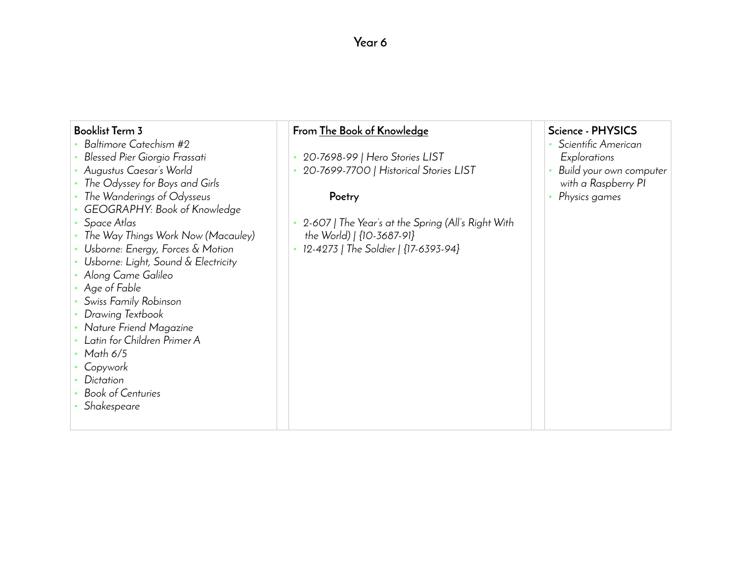# Year 6

**Booklist Term 3**

- *Baltimore Catechism #2*
- *Blessed Pier Giorgio Frassati*
- *Augustus Caesar's World*
- *The Odyssey for Boys and Girls*
- *The Wanderings of Odysseus*
- *GEOGRAPHY: Book of Knowledge*
- *Space Atlas*
- *The Way Things Work Now (Macauley)*
- *Usborne: Energy, Forces & Motion*
- *Usborne: Light, Sound & Electricity*
- *Along Came Galileo*
- *Age of Fable*
- *Swiss Family Robinson*
- *Drawing Textbook*
- *Nature Friend Magazine*
- *Latin for Children Primer A*
- *Math 6/5*
- *Copywork*
- *Dictation*
- *Book of Centuries*
- *Shakespeare*

**From The Book of Knowledge**

- *20-7698-99 | Hero Stories LIST*
- *20-7699-7700 | Historical Stories LIST*

**Poetry**

- *2-607 | The Year's at the Spring (All's Right With the World) | {10-3687-91}*
- *12-4273 | The Soldier | {17-6393-94}*

**Science - PHYSICS**

- *Scientific American Explorations*
- *Build your own computer with a Raspberry PI*
- *Physics games*